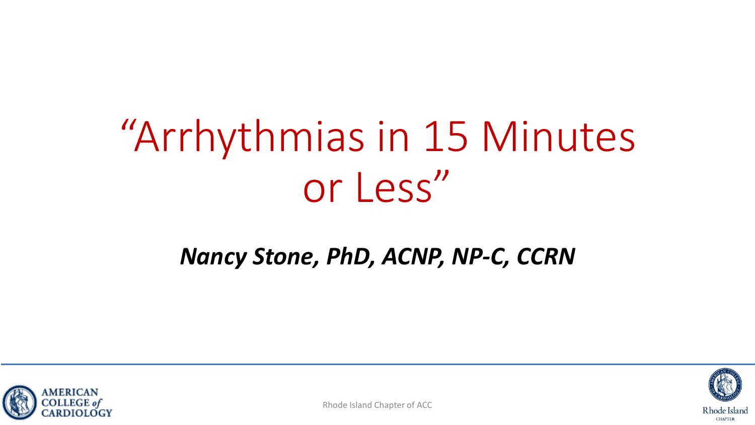# "Arrhythmias in 15 Minutes or Less"

***Nancy Stone, PhD, ACNP, NP-C, CCRN***

AMERICAN COLLEGE of CARDIOLOGY

Rhode Island Chapter of ACC

Rhode Island CHAPTER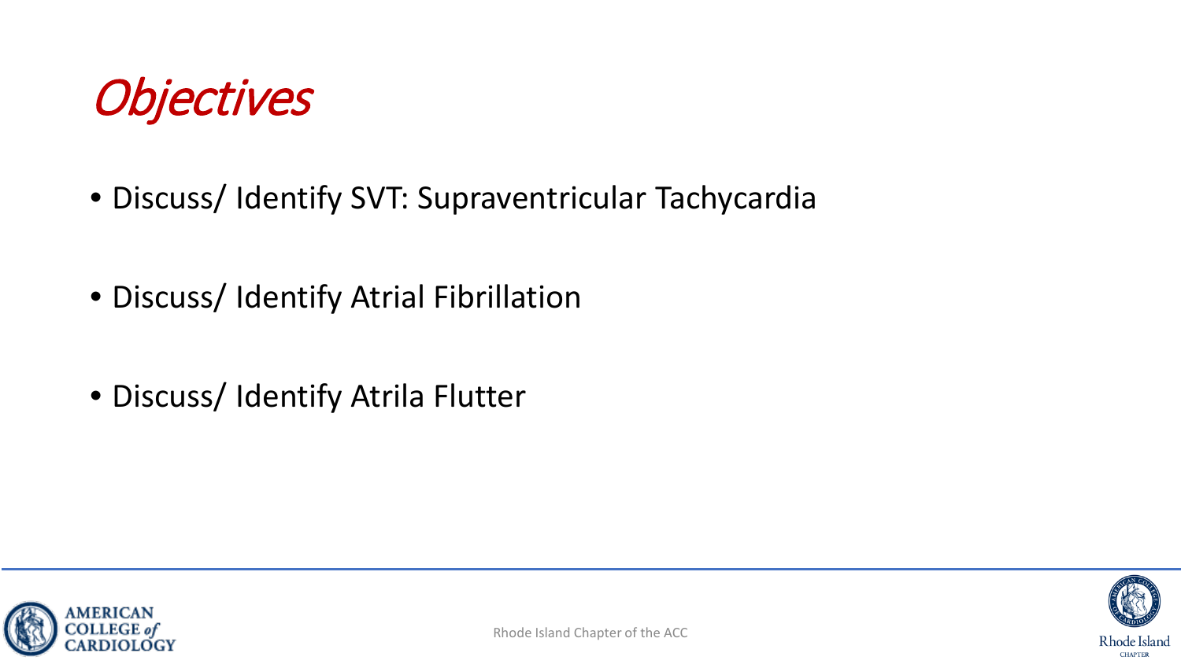# Objectives

- Discuss/ Identify SVT: Supraventricular Tachycardia
- Discuss/ Identify Atrial Fibrillation
- Discuss/ Identify Atrila Flutter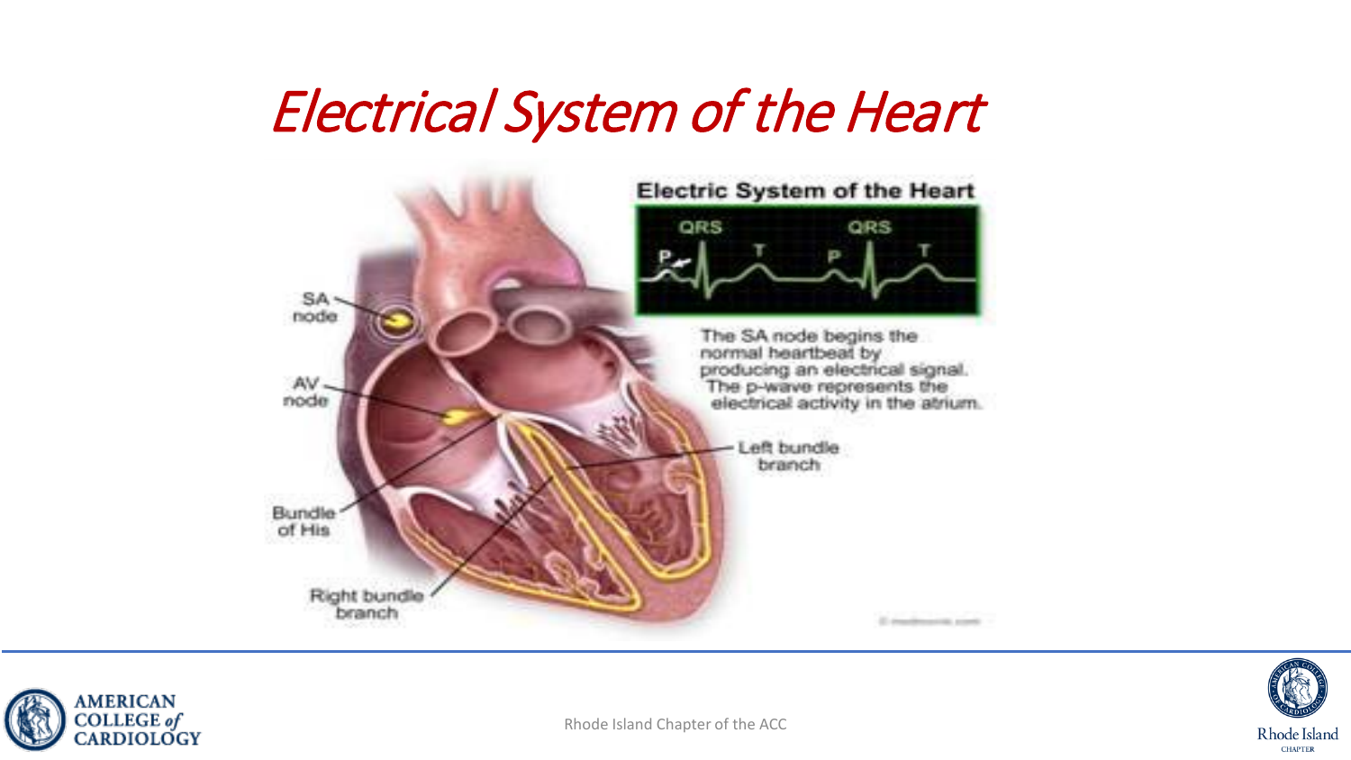# Electrical System of the Heart

Electric System of the Heart

QRS

QRS

P

T

P

T

The SA node begins the normal heartbeat by producing an electrical signal. The p-wave represents the electrical activity in the atrium.

SA node

AV node

Bundle of His

Right bundle branch

Left bundle branch

Rhode Island Chapter of the ACC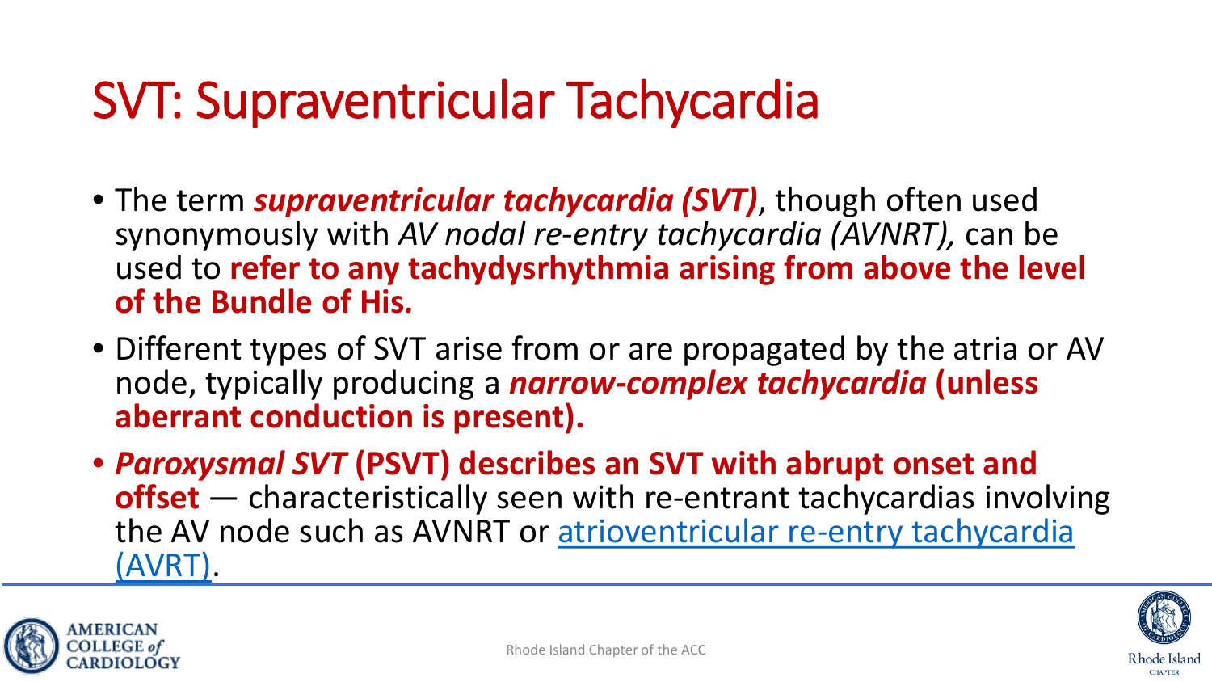# SVT: Supraventricular Tachycardia

- The term ***supraventricular tachycardia (SVT)***, though often used synonymously with *AV nodal re-entry tachycardia (AVNRT),* can be used to **refer to any tachydysrhythmia arising from above the level of the Bundle of His.**
- Different types of SVT arise from or are propagated by the atria or AV node, typically producing a ***narrow-complex tachycardia*** **(unless aberrant conduction is present).**
- ***Paroxysmal SVT*** **(PSVT) describes an SVT with abrupt onset and offset** — characteristically seen with re-entrant tachycardias involving the AV node such as AVNRT or atrioventricular re-entry tachycardia (AVRT).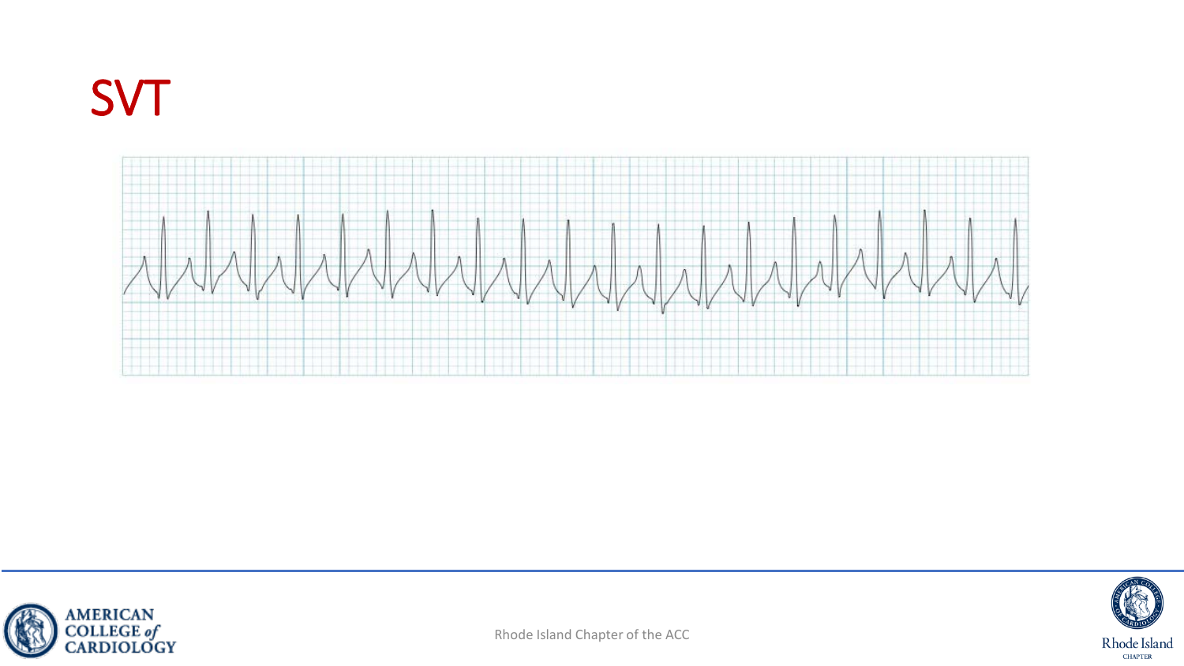# SVT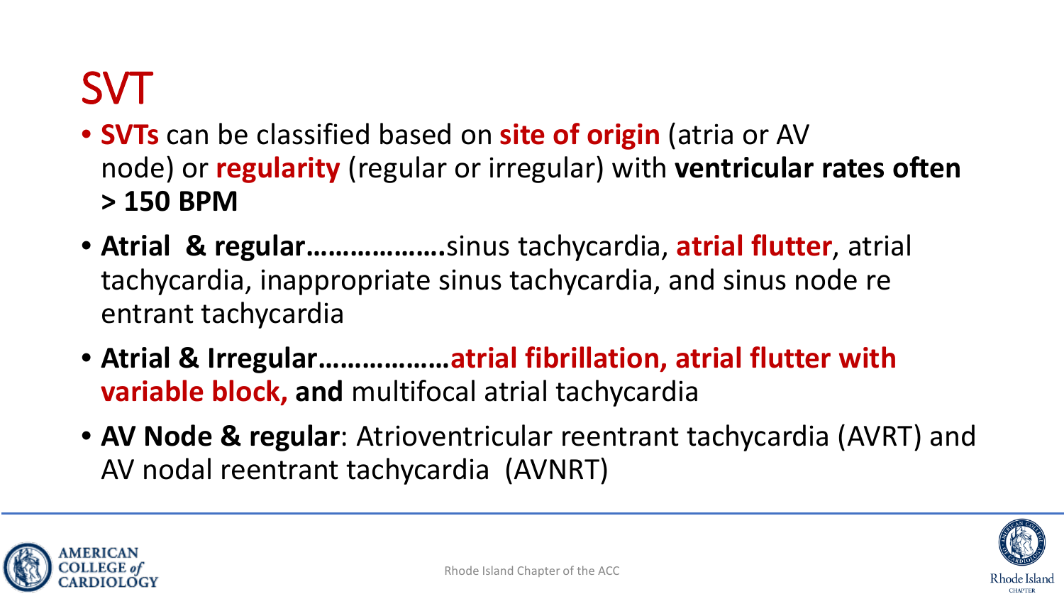# SVT

- **SVTs** can be classified based on **site of origin** (atria or AV node) or **regularity** (regular or irregular) with **ventricular rates often > 150 BPM**
- **Atrial & regular……………….**sinus tachycardia, **atrial flutter**, atrial tachycardia, inappropriate sinus tachycardia, and sinus node re entrant tachycardia
- **Atrial & Irregular……………..atrial fibrillation, atrial flutter with variable block, and** multifocal atrial tachycardia
- **AV Node & regular**: Atrioventricular reentrant tachycardia (AVRT) and AV nodal reentrant tachycardia (AVNRT)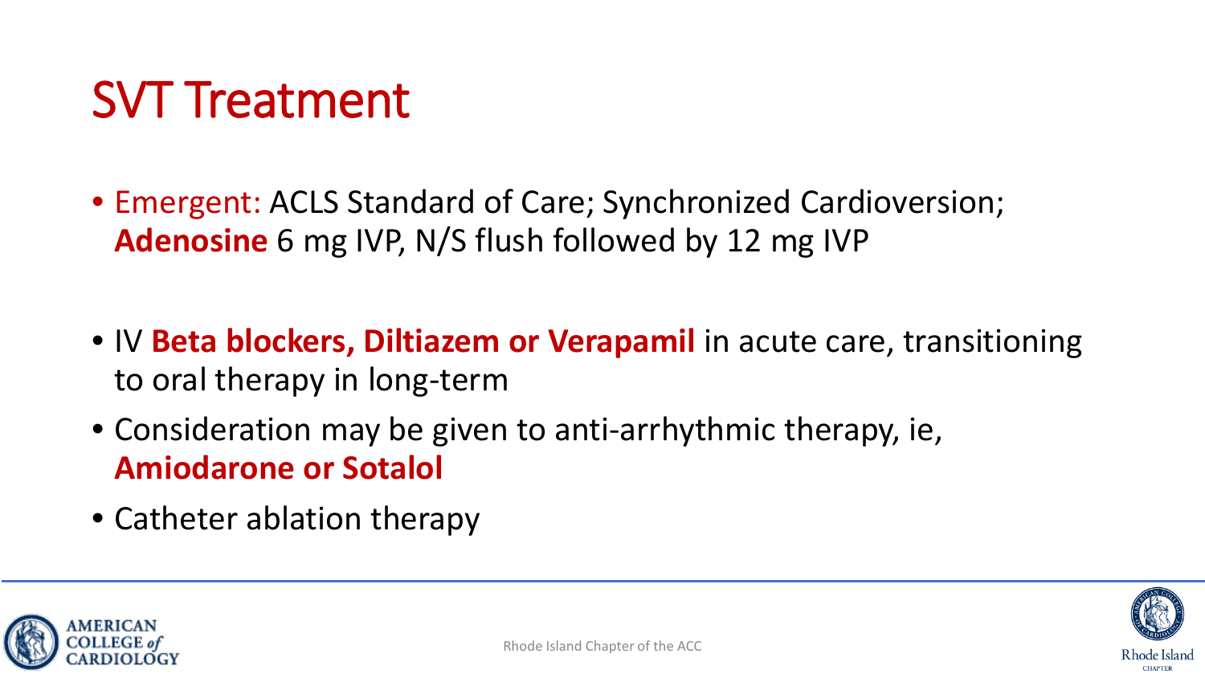# SVT Treatment

- Emergent: ACLS Standard of Care; Synchronized Cardioversion; **Adenosine** 6 mg IVP, N/S flush followed by 12 mg IVP

- IV **Beta blockers, Diltiazem or Verapamil** in acute care, transitioning to oral therapy in long-term
- Consideration may be given to anti-arrhythmic therapy, ie, **Amiodarone or Sotalol**
- Catheter ablation therapy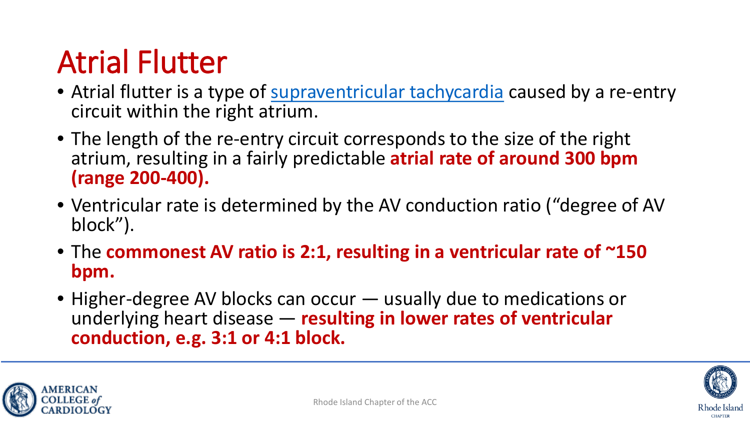# Atrial Flutter

- Atrial flutter is a type of supraventricular tachycardia caused by a re-entry circuit within the right atrium.
- The length of the re-entry circuit corresponds to the size of the right atrium, resulting in a fairly predictable **atrial rate of around 300 bpm (range 200-400).**
- Ventricular rate is determined by the AV conduction ratio ("degree of AV block").
- The **commonest AV ratio is 2:1, resulting in a ventricular rate of ~150 bpm.**
- Higher-degree AV blocks can occur — usually due to medications or underlying heart disease — **resulting in lower rates of ventricular conduction, e.g. 3:1 or 4:1 block.**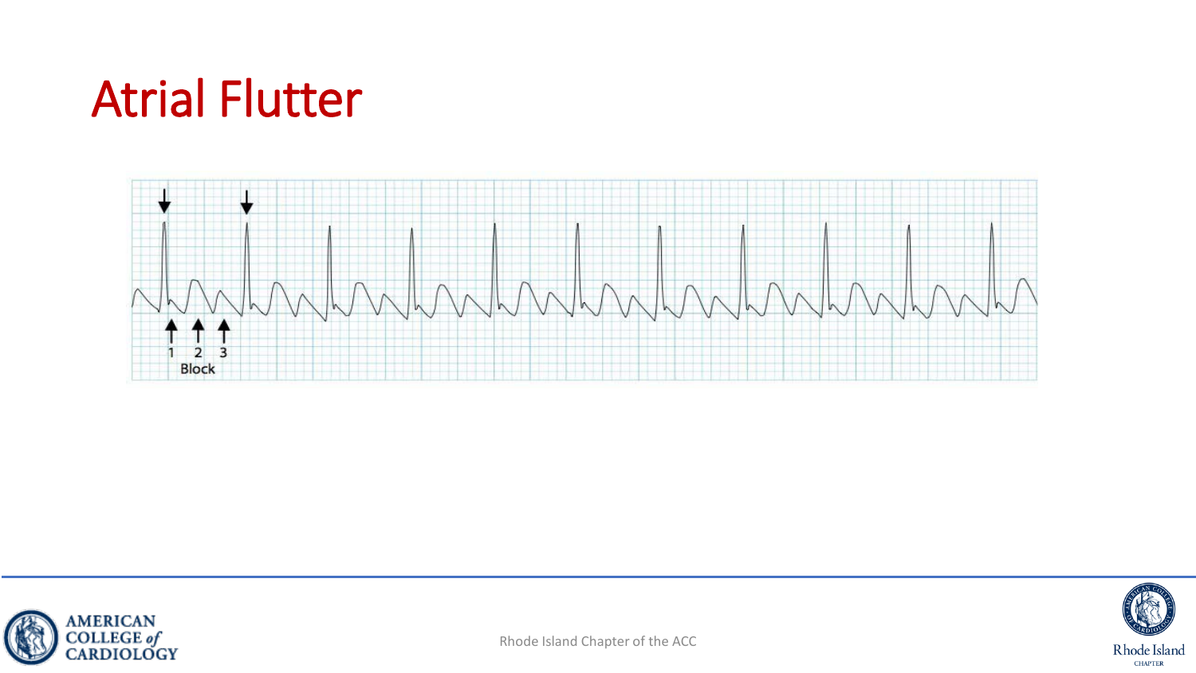# Atrial Flutter

1 2 3

Block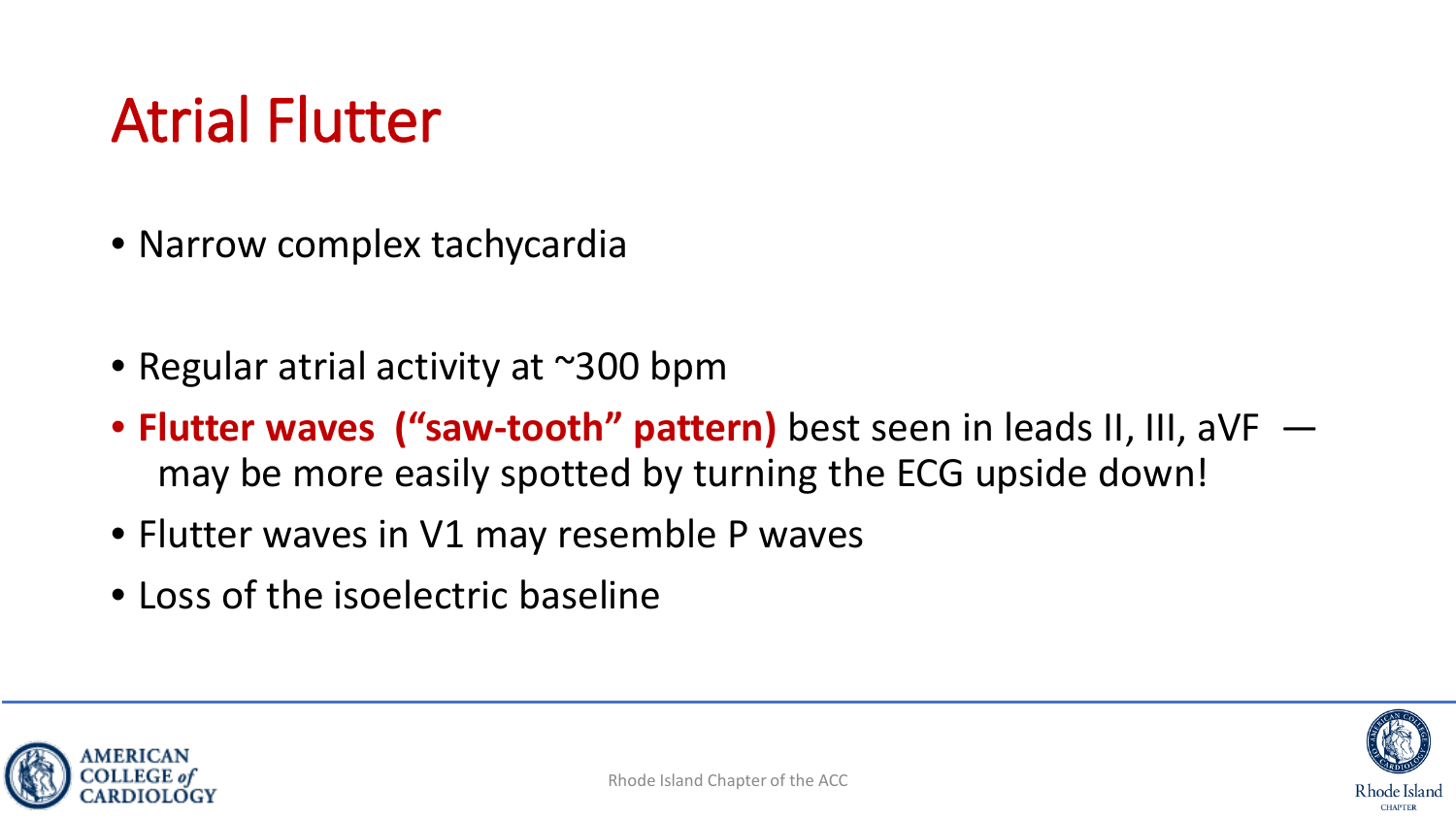# Atrial Flutter

- Narrow complex tachycardia
- Regular atrial activity at ~300 bpm
- **Flutter waves (“saw-tooth” pattern)** best seen in leads II, III, aVF — may be more easily spotted by turning the ECG upside down!
- Flutter waves in V1 may resemble P waves
- Loss of the isoelectric baseline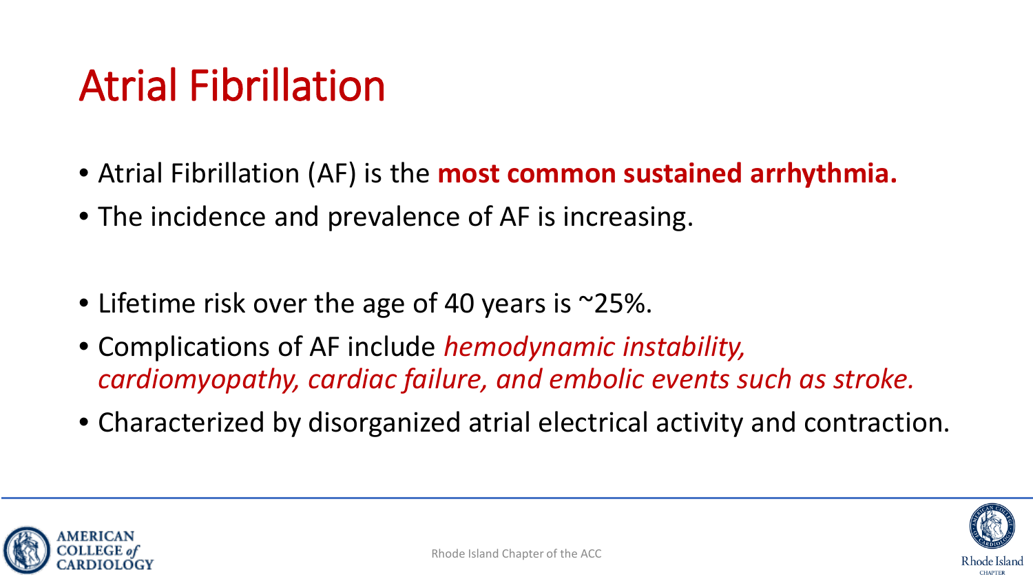# Atrial Fibrillation

- Atrial Fibrillation (AF) is the **most common sustained arrhythmia.**
- The incidence and prevalence of AF is increasing.

- Lifetime risk over the age of 40 years is ~25%.
- Complications of AF include *hemodynamic instability, cardiomyopathy, cardiac failure, and embolic events such as stroke.*
- Characterized by disorganized atrial electrical activity and contraction.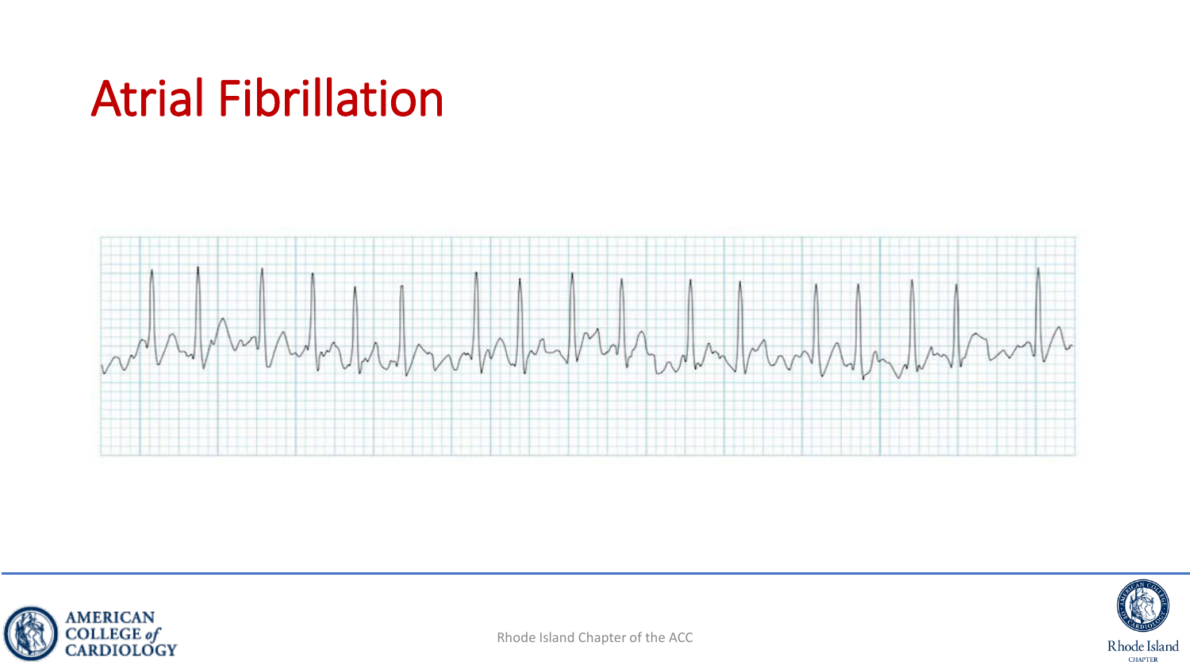# Atrial Fibrillation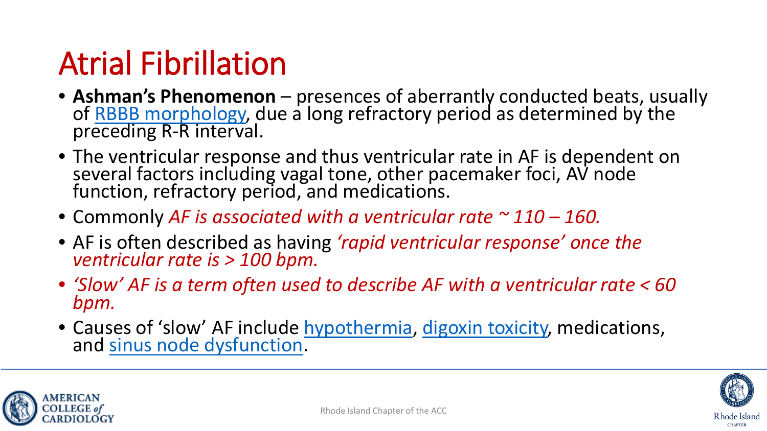# Atrial Fibrillation

- **Ashman's Phenomenon** – presences of aberrantly conducted beats, usually of RBBB morphology, due a long refractory period as determined by the preceding R-R interval.
- The ventricular response and thus ventricular rate in AF is dependent on several factors including vagal tone, other pacemaker foci, AV node function, refractory period, and medications.
- Commonly *AF is associated with a ventricular rate ~ 110 – 160.*
- AF is often described as having *'rapid ventricular response' once the ventricular rate is > 100 bpm.*
- *'Slow' AF is a term often used to describe AF with a ventricular rate < 60 bpm.*
- Causes of 'slow' AF include hypothermia, digoxin toxicity, medications, and sinus node dysfunction.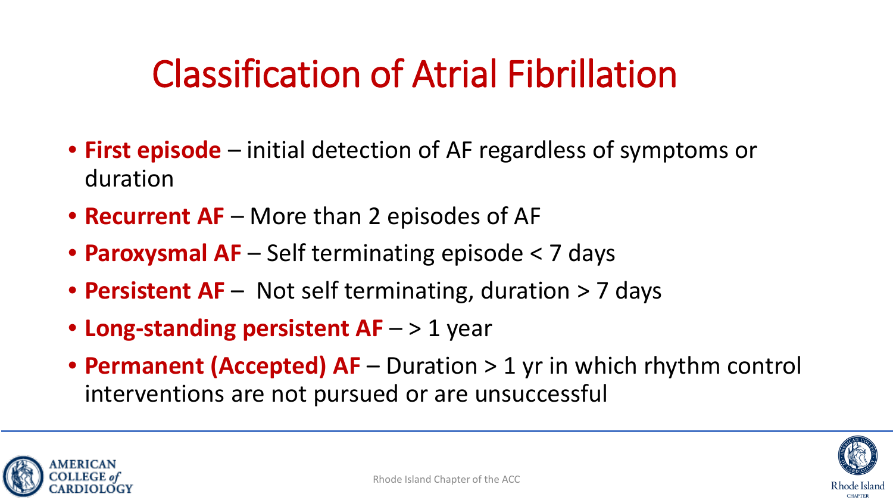# Classification of Atrial Fibrillation

- **First episode** – initial detection of AF regardless of symptoms or duration
- **Recurrent AF** – More than 2 episodes of AF
- **Paroxysmal AF** – Self terminating episode < 7 days
- **Persistent AF** – Not self terminating, duration > 7 days
- **Long-standing persistent AF** – > 1 year
- **Permanent (Accepted) AF** – Duration > 1 yr in which rhythm control interventions are not pursued or are unsuccessful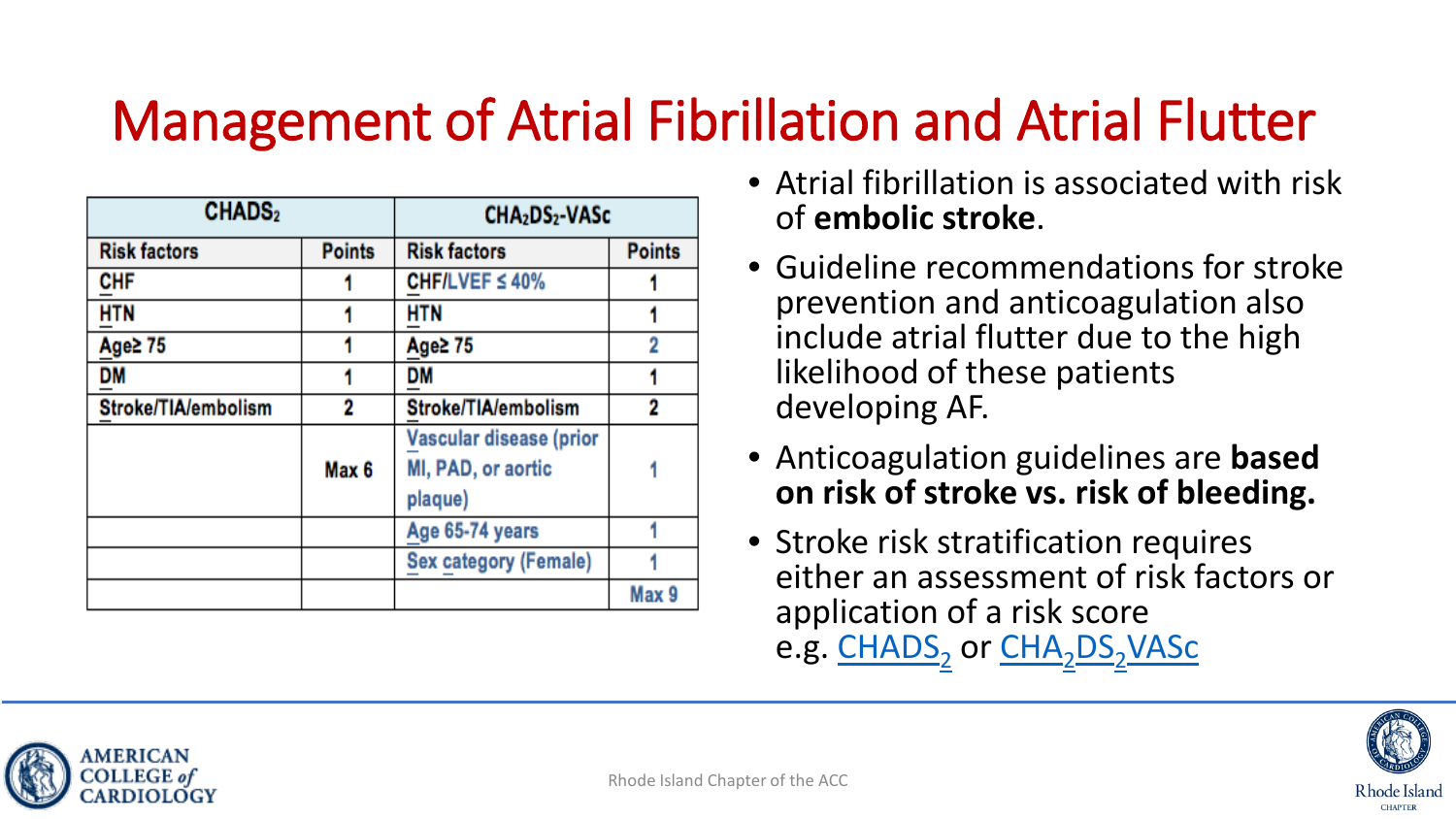# Management of Atrial Fibrillation and Atrial Flutter

| $CHADS_2$ | | $CHA_2DS_2$-VASc | |
|---|---|---|---|
| Risk factors | Points | Risk factors | Points |
| CHF | 1 | CHF/LVEF ≤ 40% | 1 |
| HTN | 1 | HTN | 1 |
| Age≥ 75 | 1 | Age≥ 75 | 2 |
| DM | 1 | DM | 1 |
| Stroke/TIA/embolism | 2 | Stroke/TIA/embolism | 2 |
| | Max 6 | Vascular disease (prior MI, PAD, or aortic plaque) | 1 |
| | | Age 65-74 years | 1 |
| | | Sex category (Female) | 1 |
| | | | Max 9 |

- Atrial fibrillation is associated with risk of **embolic stroke**.
- Guideline recommendations for stroke prevention and anticoagulation also include atrial flutter due to the high likelihood of these patients developing AF.
- Anticoagulation guidelines are **based on risk of stroke vs. risk of bleeding.**
- Stroke risk stratification requires either an assessment of risk factors or application of a risk score e.g. $CHADS_2$ or $CHA_2DS_2VASc$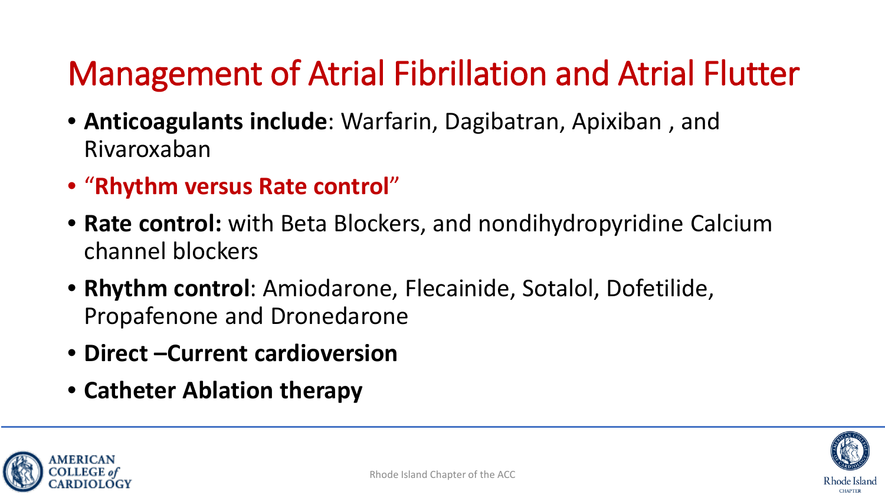# Management of Atrial Fibrillation and Atrial Flutter

- **Anticoagulants include**: Warfarin, Dagibatran, Apixiban , and Rivaroxaban
- "**Rhythm versus Rate control**"
- **Rate control:** with Beta Blockers, and nondihydropyridine Calcium channel blockers
- **Rhythm control**: Amiodarone, Flecainide, Sotalol, Dofetilide, Propafenone and Dronedarone
- **Direct –Current cardioversion**
- **Catheter Ablation therapy**